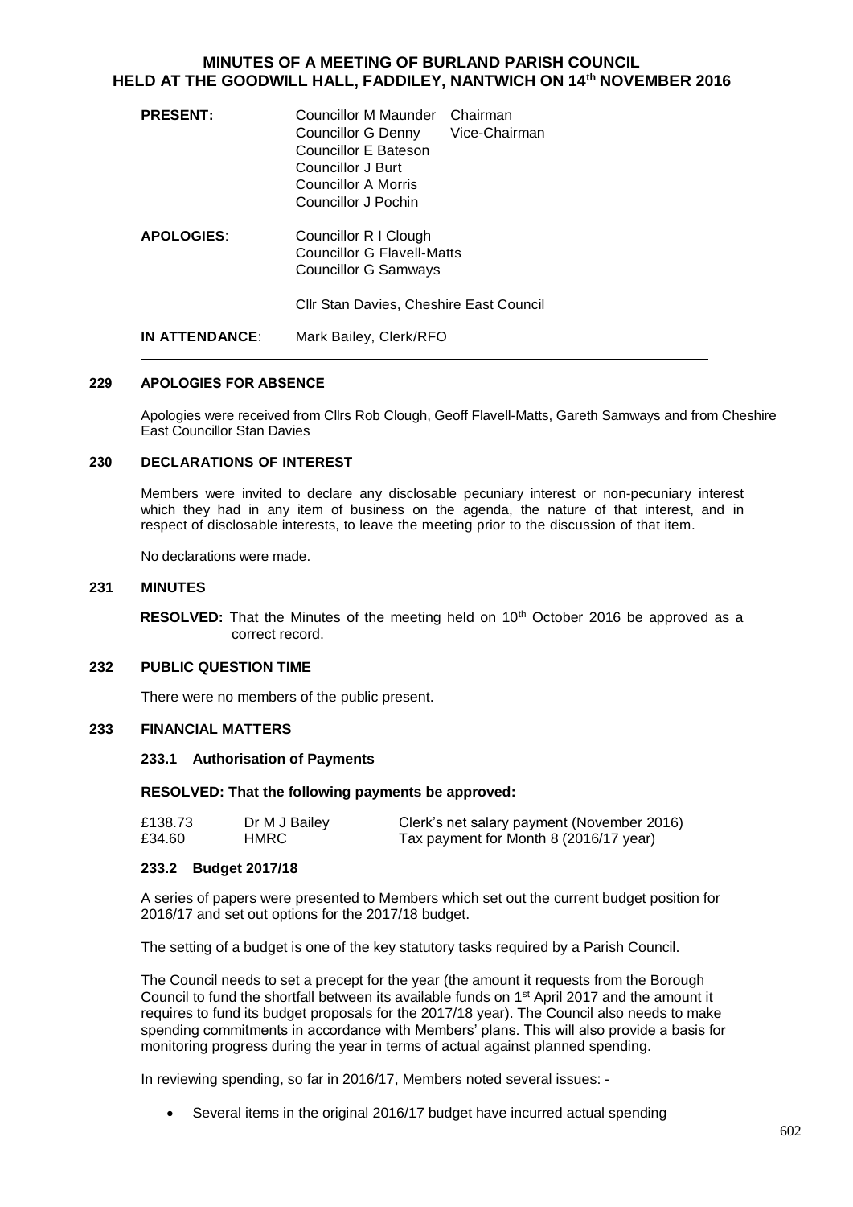# MINUTES OF A MEETING OF BURLAND PARISH COUNCIL HELD AT THE GOODWILL HALL, FADDILEY, NANTWICH ON 14th NOVEMBER 2016

| | | |
|---|---|---|
| **PRESENT:** | Councillor M Maunder | Chairman |
| | Councillor G Denny | Vice-Chairman |
| | Councillor E Bateson | |
| | Councillor J Burt | |
| | Councillor A Morris | |
| | Councillor J Pochin | |
| **APOLOGIES**: | Councillor R I Clough | |
| | Councillor G Flavell-Matts | |
| | Councillor G Samways | |
| | Cllr Stan Davies, Cheshire East Council | |
| **IN ATTENDANCE**: | Mark Bailey, Clerk/RFO | |

## 229 APOLOGIES FOR ABSENCE

Apologies were received from Cllrs Rob Clough, Geoff Flavell-Matts, Gareth Samways and from Cheshire East Councillor Stan Davies

## 230 DECLARATIONS OF INTEREST

Members were invited to declare any disclosable pecuniary interest or non-pecuniary interest which they had in any item of business on the agenda, the nature of that interest, and in respect of disclosable interests, to leave the meeting prior to the discussion of that item.

No declarations were made.

## 231 MINUTES

**RESOLVED:** That the Minutes of the meeting held on 10th October 2016 be approved as a correct record.

## 232 PUBLIC QUESTION TIME

There were no members of the public present.

## 233 FINANCIAL MATTERS

### 233.1 Authorisation of Payments

**RESOLVED: That the following payments be approved:**

| | | |
|---|---|---|
| £138.73 | Dr M J Bailey | Clerk's net salary payment (November 2016) |
| £34.60 | HMRC | Tax payment for Month 8 (2016/17 year) |

### 233.2 Budget 2017/18

A series of papers were presented to Members which set out the current budget position for 2016/17 and set out options for the 2017/18 budget.

The setting of a budget is one of the key statutory tasks required by a Parish Council.

The Council needs to set a precept for the year (the amount it requests from the Borough Council to fund the shortfall between its available funds on 1st April 2017 and the amount it requires to fund its budget proposals for the 2017/18 year). The Council also needs to make spending commitments in accordance with Members' plans. This will also provide a basis for monitoring progress during the year in terms of actual against planned spending.

In reviewing spending, so far in 2016/17, Members noted several issues: -

- Several items in the original 2016/17 budget have incurred actual spending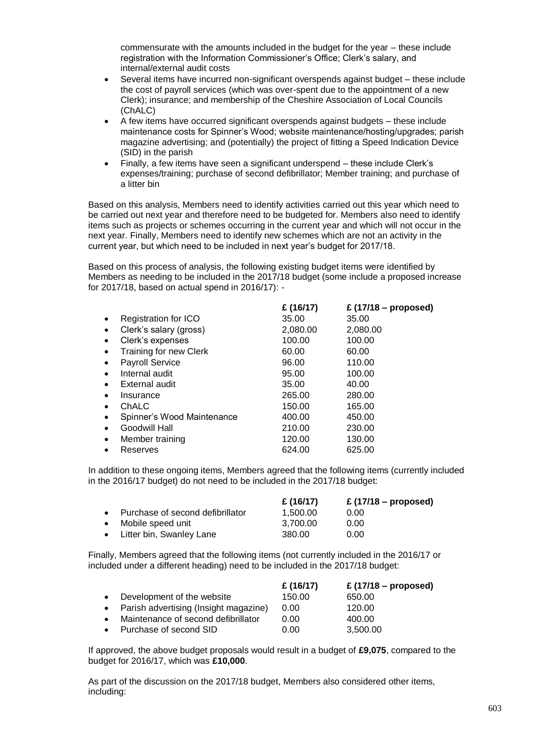commensurate with the amounts included in the budget for the year – these include registration with the Information Commissioner's Office; Clerk's salary, and internal/external audit costs

- Several items have incurred non-significant overspends against budget – these include the cost of payroll services (which was over-spent due to the appointment of a new Clerk); insurance; and membership of the Cheshire Association of Local Councils (ChALC)
- A few items have occurred significant overspends against budgets – these include maintenance costs for Spinner's Wood; website maintenance/hosting/upgrades; parish magazine advertising; and (potentially) the project of fitting a Speed Indication Device (SID) in the parish
- Finally, a few items have seen a significant underspend – these include Clerk's expenses/training; purchase of second defibrillator; Member training; and purchase of a litter bin

Based on this analysis, Members need to identify activities carried out this year which need to be carried out next year and therefore need to be budgeted for. Members also need to identify items such as projects or schemes occurring in the current year and which will not occur in the next year. Finally, Members need to identify new schemes which are not an activity in the current year, but which need to be included in next year's budget for 2017/18.

Based on this process of analysis, the following existing budget items were identified by Members as needing to be included in the 2017/18 budget (some include a proposed increase for 2017/18, based on actual spend in 2016/17): -

| | £ (16/17) | £ (17/18 – proposed) |
|---|---|---|
| • Registration for ICO | 35.00 | 35.00 |
| • Clerk's salary (gross) | 2,080.00 | 2,080.00 |
| • Clerk's expenses | 100.00 | 100.00 |
| • Training for new Clerk | 60.00 | 60.00 |
| • Payroll Service | 96.00 | 110.00 |
| • Internal audit | 95.00 | 100.00 |
| • External audit | 35.00 | 40.00 |
| • Insurance | 265.00 | 280.00 |
| • ChALC | 150.00 | 165.00 |
| • Spinner's Wood Maintenance | 400.00 | 450.00 |
| • Goodwill Hall | 210.00 | 230.00 |
| • Member training | 120.00 | 130.00 |
| • Reserves | 624.00 | 625.00 |

In addition to these ongoing items, Members agreed that the following items (currently included in the 2016/17 budget) do not need to be included in the 2017/18 budget:

| | £ (16/17) | £ (17/18 – proposed) |
|---|---|---|
| • Purchase of second defibrillator | 1,500.00 | 0.00 |
| • Mobile speed unit | 3,700.00 | 0.00 |
| • Litter bin, Swanley Lane | 380.00 | 0.00 |

Finally, Members agreed that the following items (not currently included in the 2016/17 or included under a different heading) need to be included in the 2017/18 budget:

| | £ (16/17) | £ (17/18 – proposed) |
|---|---|---|
| • Development of the website | 150.00 | 650.00 |
| • Parish advertising (Insight magazine) | 0.00 | 120.00 |
| • Maintenance of second defibrillator | 0.00 | 400.00 |
| • Purchase of second SID | 0.00 | 3,500.00 |

If approved, the above budget proposals would result in a budget of **£9,075**, compared to the budget for 2016/17, which was **£10,000**.

As part of the discussion on the 2017/18 budget, Members also considered other items, including: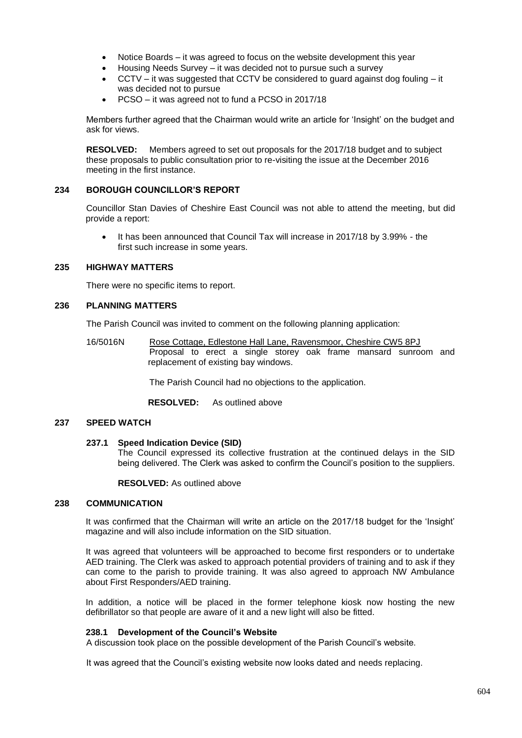- Notice Boards – it was agreed to focus on the website development this year
- Housing Needs Survey – it was decided not to pursue such a survey
- CCTV – it was suggested that CCTV be considered to guard against dog fouling – it was decided not to pursue
- PCSO – it was agreed not to fund a PCSO in 2017/18

Members further agreed that the Chairman would write an article for 'Insight' on the budget and ask for views.

**RESOLVED:** Members agreed to set out proposals for the 2017/18 budget and to subject these proposals to public consultation prior to re-visiting the issue at the December 2016 meeting in the first instance.

## 234 BOROUGH COUNCILLOR'S REPORT

Councillor Stan Davies of Cheshire East Council was not able to attend the meeting, but did provide a report:

- It has been announced that Council Tax will increase in 2017/18 by 3.99% - the first such increase in some years.

## 235 HIGHWAY MATTERS

There were no specific items to report.

## 236 PLANNING MATTERS

The Parish Council was invited to comment on the following planning application:

16/5016N Rose Cottage, Edlestone Hall Lane, Ravensmoor, Cheshire CW5 8PJ
Proposal to erect a single storey oak frame mansard sunroom and replacement of existing bay windows.

The Parish Council had no objections to the application.

**RESOLVED:** As outlined above

## 237 SPEED WATCH

### 237.1 Speed Indication Device (SID)

The Council expressed its collective frustration at the continued delays in the SID being delivered. The Clerk was asked to confirm the Council's position to the suppliers.

**RESOLVED:** As outlined above

## 238 COMMUNICATION

It was confirmed that the Chairman will write an article on the 2017/18 budget for the 'Insight' magazine and will also include information on the SID situation.

It was agreed that volunteers will be approached to become first responders or to undertake AED training. The Clerk was asked to approach potential providers of training and to ask if they can come to the parish to provide training. It was also agreed to approach NW Ambulance about First Responders/AED training.

In addition, a notice will be placed in the former telephone kiosk now hosting the new defibrillator so that people are aware of it and a new light will also be fitted.

### 238.1 Development of the Council's Website

A discussion took place on the possible development of the Parish Council's website.

It was agreed that the Council's existing website now looks dated and needs replacing.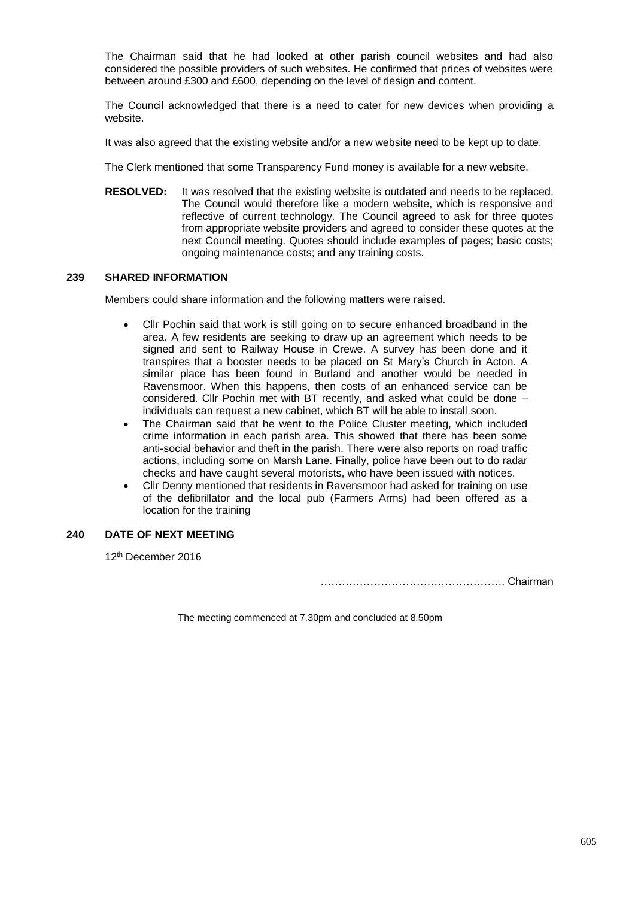The Chairman said that he had looked at other parish council websites and had also considered the possible providers of such websites. He confirmed that prices of websites were between around £300 and £600, depending on the level of design and content.

The Council acknowledged that there is a need to cater for new devices when providing a website.

It was also agreed that the existing website and/or a new website need to be kept up to date.

The Clerk mentioned that some Transparency Fund money is available for a new website.

**RESOLVED:** It was resolved that the existing website is outdated and needs to be replaced. The Council would therefore like a modern website, which is responsive and reflective of current technology. The Council agreed to ask for three quotes from appropriate website providers and agreed to consider these quotes at the next Council meeting. Quotes should include examples of pages; basic costs; ongoing maintenance costs; and any training costs.

## 239 SHARED INFORMATION

Members could share information and the following matters were raised.

- Cllr Pochin said that work is still going on to secure enhanced broadband in the area. A few residents are seeking to draw up an agreement which needs to be signed and sent to Railway House in Crewe. A survey has been done and it transpires that a booster needs to be placed on St Mary's Church in Acton. A similar place has been found in Burland and another would be needed in Ravensmoor. When this happens, then costs of an enhanced service can be considered. Cllr Pochin met with BT recently, and asked what could be done – individuals can request a new cabinet, which BT will be able to install soon.
- The Chairman said that he went to the Police Cluster meeting, which included crime information in each parish area. This showed that there has been some anti-social behavior and theft in the parish. There were also reports on road traffic actions, including some on Marsh Lane. Finally, police have been out to do radar checks and have caught several motorists, who have been issued with notices.
- Cllr Denny mentioned that residents in Ravensmoor had asked for training on use of the defibrillator and the local pub (Farmers Arms) had been offered as a location for the training

## 240 DATE OF NEXT MEETING

12th December 2016

……………………………………………. Chairman

The meeting commenced at 7.30pm and concluded at 8.50pm